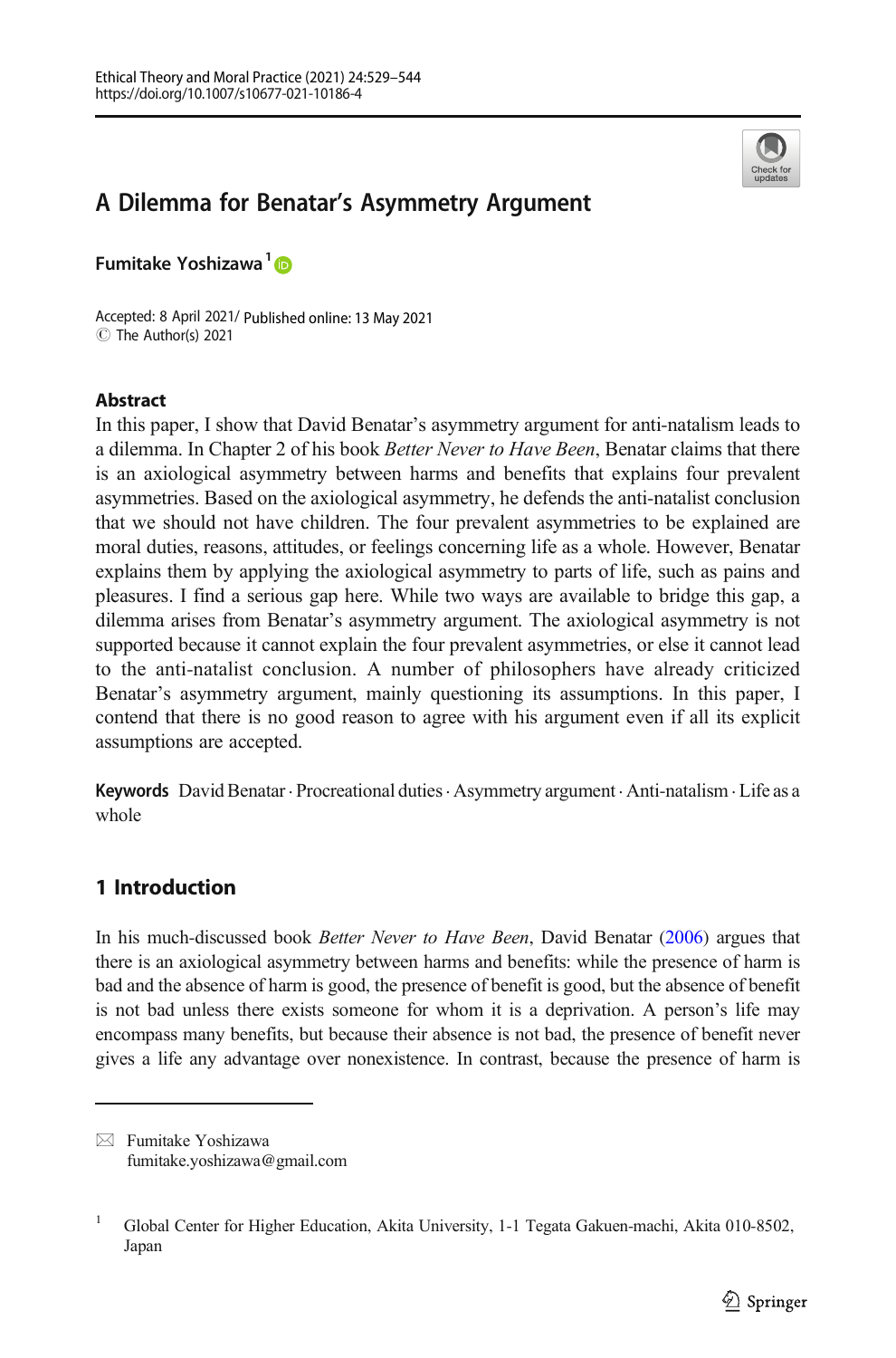# A Dilemma for Benatar's Asymmetry Argument

**Fumitake Yoshizawa**[1]

Accepted: 8 April 2021/ Published online: 13 May 2021
© The Author(s) 2021

## Abstract

In this paper, I show that David Benatar's asymmetry argument for anti-natalism leads to a dilemma. In Chapter 2 of his book *Better Never to Have Been*, Benatar claims that there is an axiological asymmetry between harms and benefits that explains four prevalent asymmetries. Based on the axiological asymmetry, he defends the anti-natalist conclusion that we should not have children. The four prevalent asymmetries to be explained are moral duties, reasons, attitudes, or feelings concerning life as a whole. However, Benatar explains them by applying the axiological asymmetry to parts of life, such as pains and pleasures. I find a serious gap here. While two ways are available to bridge this gap, a dilemma arises from Benatar's asymmetry argument. The axiological asymmetry is not supported because it cannot explain the four prevalent asymmetries, or else it cannot lead to the anti-natalist conclusion. A number of philosophers have already criticized Benatar's asymmetry argument, mainly questioning its assumptions. In this paper, I contend that there is no good reason to agree with his argument even if all its explicit assumptions are accepted.

**Keywords** David Benatar · Procreational duties · Asymmetry argument · Anti-natalism · Life as a whole

## 1 Introduction

In his much-discussed book *Better Never to Have Been*, David Benatar (2006) argues that there is an axiological asymmetry between harms and benefits: while the presence of harm is bad and the absence of harm is good, the presence of benefit is good, but the absence of benefit is not bad unless there exists someone for whom it is a deprivation. A person's life may encompass many benefits, but because their absence is not bad, the presence of benefit never gives a life any advantage over nonexistence. In contrast, because the presence of harm is

---

✉ Fumitake Yoshizawa
fumitake.yoshizawa@gmail.com

[1] Global Center for Higher Education, Akita University, 1-1 Tegata Gakuen-machi, Akita 010-8502, Japan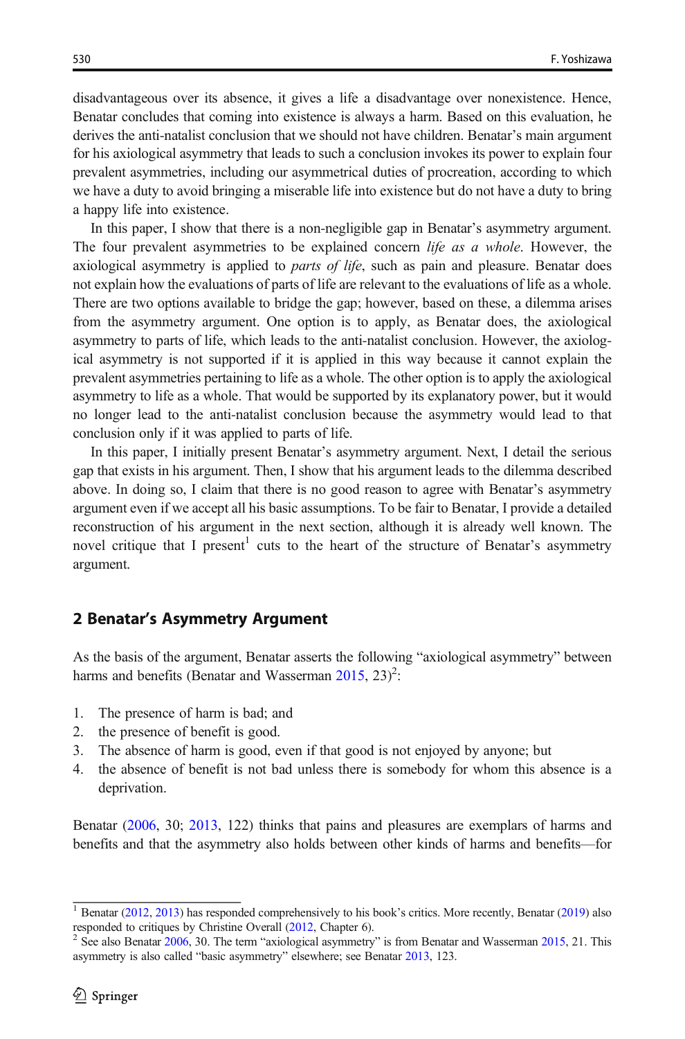disadvantageous over its absence, it gives a life a disadvantage over nonexistence. Hence, Benatar concludes that coming into existence is always a harm. Based on this evaluation, he derives the anti-natalist conclusion that we should not have children. Benatar's main argument for his axiological asymmetry that leads to such a conclusion invokes its power to explain four prevalent asymmetries, including our asymmetrical duties of procreation, according to which we have a duty to avoid bringing a miserable life into existence but do not have a duty to bring a happy life into existence.

In this paper, I show that there is a non-negligible gap in Benatar's asymmetry argument. The four prevalent asymmetries to be explained concern *life as a whole*. However, the axiological asymmetry is applied to *parts of life*, such as pain and pleasure. Benatar does not explain how the evaluations of parts of life are relevant to the evaluations of life as a whole. There are two options available to bridge the gap; however, based on these, a dilemma arises from the asymmetry argument. One option is to apply, as Benatar does, the axiological asymmetry to parts of life, which leads to the anti-natalist conclusion. However, the axiological asymmetry is not supported if it is applied in this way because it cannot explain the prevalent asymmetries pertaining to life as a whole. The other option is to apply the axiological asymmetry to life as a whole. That would be supported by its explanatory power, but it would no longer lead to the anti-natalist conclusion because the asymmetry would lead to that conclusion only if it was applied to parts of life.

In this paper, I initially present Benatar's asymmetry argument. Next, I detail the serious gap that exists in his argument. Then, I show that his argument leads to the dilemma described above. In doing so, I claim that there is no good reason to agree with Benatar's asymmetry argument even if we accept all his basic assumptions. To be fair to Benatar, I provide a detailed reconstruction of his argument in the next section, although it is already well known. The novel critique that I present[1] cuts to the heart of the structure of Benatar's asymmetry argument.

## 2 Benatar's Asymmetry Argument

As the basis of the argument, Benatar asserts the following "axiological asymmetry" between harms and benefits (Benatar and Wasserman 2015, 23)[2]:

1. The presence of harm is bad; and
2. the presence of benefit is good.
3. The absence of harm is good, even if that good is not enjoyed by anyone; but
4. the absence of benefit is not bad unless there is somebody for whom this absence is a deprivation.

Benatar (2006, 30; 2013, 122) thinks that pains and pleasures are exemplars of harms and benefits and that the asymmetry also holds between other kinds of harms and benefits—for

[1] Benatar (2012, 2013) has responded comprehensively to his book's critics. More recently, Benatar (2019) also responded to critiques by Christine Overall (2012, Chapter 6).

[2] See also Benatar 2006, 30. The term "axiological asymmetry" is from Benatar and Wasserman 2015, 21. This asymmetry is also called "basic asymmetry" elsewhere; see Benatar 2013, 123.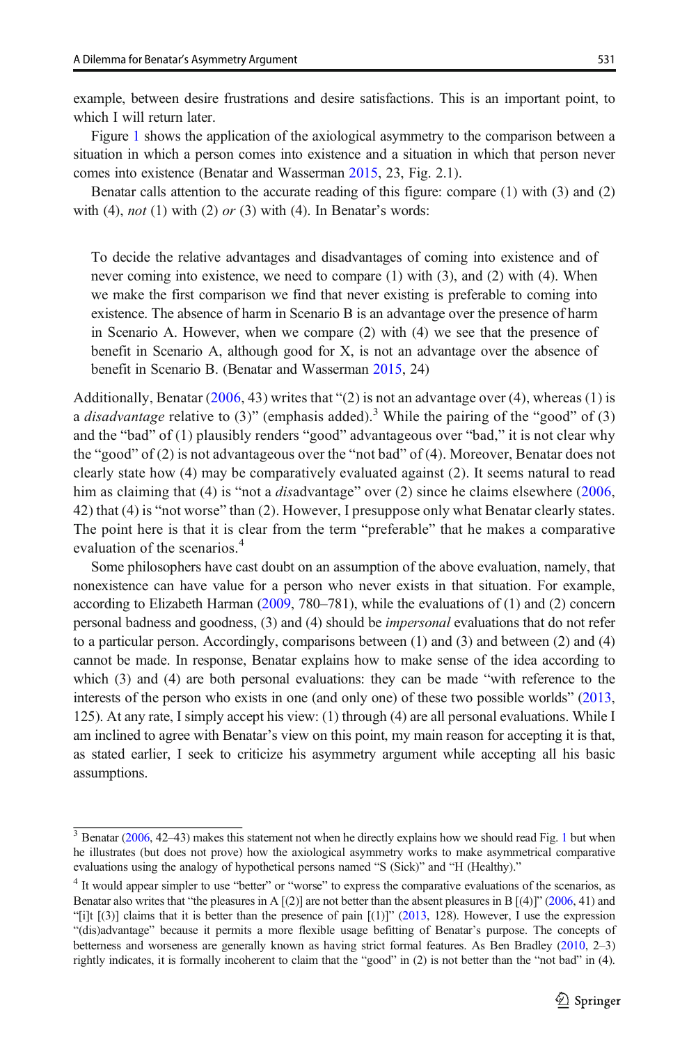example, between desire frustrations and desire satisfactions. This is an important point, to which I will return later.

Figure 1 shows the application of the axiological asymmetry to the comparison between a situation in which a person comes into existence and a situation in which that person never comes into existence (Benatar and Wasserman 2015, 23, Fig. 2.1).

Benatar calls attention to the accurate reading of this figure: compare (1) with (3) and (2) with (4), *not* (1) with (2) *or* (3) with (4). In Benatar's words:

> To decide the relative advantages and disadvantages of coming into existence and of never coming into existence, we need to compare (1) with (3), and (2) with (4). When we make the first comparison we find that never existing is preferable to coming into existence. The absence of harm in Scenario B is an advantage over the presence of harm in Scenario A. However, when we compare (2) with (4) we see that the presence of benefit in Scenario A, although good for X, is not an advantage over the absence of benefit in Scenario B. (Benatar and Wasserman 2015, 24)

Additionally, Benatar (2006, 43) writes that "(2) is not an advantage over (4), whereas (1) is a *disadvantage* relative to (3)" (emphasis added).[3] While the pairing of the "good" of (3) and the "bad" of (1) plausibly renders "good" advantageous over "bad," it is not clear why the "good" of (2) is not advantageous over the "not bad" of (4). Moreover, Benatar does not clearly state how (4) may be comparatively evaluated against (2). It seems natural to read him as claiming that (4) is "not a *dis*advantage" over (2) since he claims elsewhere (2006, 42) that (4) is "not worse" than (2). However, I presuppose only what Benatar clearly states. The point here is that it is clear from the term "preferable" that he makes a comparative evaluation of the scenarios.[4]

Some philosophers have cast doubt on an assumption of the above evaluation, namely, that nonexistence can have value for a person who never exists in that situation. For example, according to Elizabeth Harman (2009, 780–781), while the evaluations of (1) and (2) concern personal badness and goodness, (3) and (4) should be *impersonal* evaluations that do not refer to a particular person. Accordingly, comparisons between (1) and (3) and between (2) and (4) cannot be made. In response, Benatar explains how to make sense of the idea according to which (3) and (4) are both personal evaluations: they can be made "with reference to the interests of the person who exists in one (and only one) of these two possible worlds" (2013, 125). At any rate, I simply accept his view: (1) through (4) are all personal evaluations. While I am inclined to agree with Benatar's view on this point, my main reason for accepting it is that, as stated earlier, I seek to criticize his asymmetry argument while accepting all his basic assumptions.

---

[3] Benatar (2006, 42–43) makes this statement not when he directly explains how we should read Fig. 1 but when he illustrates (but does not prove) how the axiological asymmetry works to make asymmetrical comparative evaluations using the analogy of hypothetical persons named "S (Sick)" and "H (Healthy)."

[4] It would appear simpler to use "better" or "worse" to express the comparative evaluations of the scenarios, as Benatar also writes that "the pleasures in A [(2)] are not better than the absent pleasures in B [(4)]" (2006, 41) and "[i]t [(3)] claims that it is better than the presence of pain [(1)]" (2013, 128). However, I use the expression "(dis)advantage" because it permits a more flexible usage befitting of Benatar's purpose. The concepts of betterness and worseness are generally known as having strict formal features. As Ben Bradley (2010, 2–3) rightly indicates, it is formally incoherent to claim that the "good" in (2) is not better than the "not bad" in (4).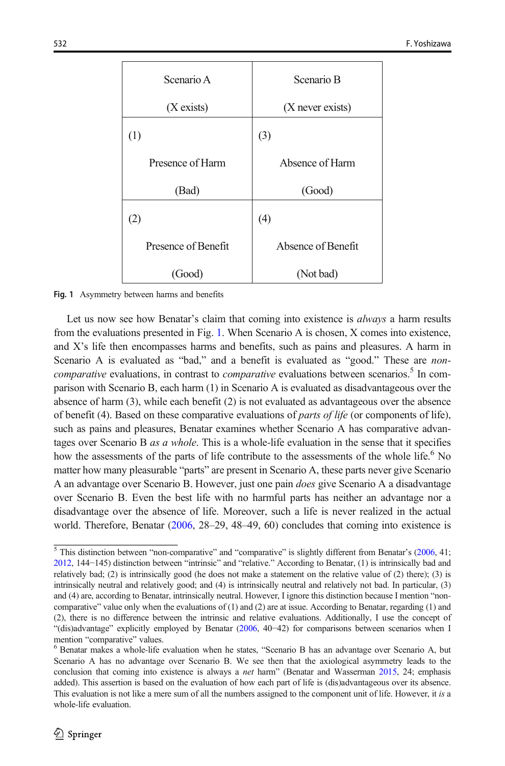| Scenario A (X exists) | Scenario B (X never exists) |
|---|---|
| (1) Presence of Harm (Bad) | (3) Absence of Harm (Good) |
| (2) Presence of Benefit (Good) | (4) Absence of Benefit (Not bad) |

**Fig. 1** Asymmetry between harms and benefits

Let us now see how Benatar's claim that coming into existence is *always* a harm results from the evaluations presented in Fig. 1. When Scenario A is chosen, X comes into existence, and X's life then encompasses harms and benefits, such as pains and pleasures. A harm in Scenario A is evaluated as "bad," and a benefit is evaluated as "good." These are *non-comparative* evaluations, in contrast to *comparative* evaluations between scenarios.[5] In comparison with Scenario B, each harm (1) in Scenario A is evaluated as disadvantageous over the absence of harm (3), while each benefit (2) is not evaluated as advantageous over the absence of benefit (4). Based on these comparative evaluations of *parts of life* (or components of life), such as pains and pleasures, Benatar examines whether Scenario A has comparative advantages over Scenario B *as a whole*. This is a whole-life evaluation in the sense that it specifies how the assessments of the parts of life contribute to the assessments of the whole life.[6] No matter how many pleasurable "parts" are present in Scenario A, these parts never give Scenario A an advantage over Scenario B. However, just one pain *does* give Scenario A a disadvantage over Scenario B. Even the best life with no harmful parts has neither an advantage nor a disadvantage over the absence of life. Moreover, such a life is never realized in the actual world. Therefore, Benatar (2006, 28–29, 48–49, 60) concludes that coming into existence is

[5] This distinction between "non-comparative" and "comparative" is slightly different from Benatar's (2006, 41; 2012, 144−145) distinction between "intrinsic" and "relative." According to Benatar, (1) is intrinsically bad and relatively bad; (2) is intrinsically good (he does not make a statement on the relative value of (2) there); (3) is intrinsically neutral and relatively good; and (4) is intrinsically neutral and relatively not bad. In particular, (3) and (4) are, according to Benatar, intrinsically neutral. However, I ignore this distinction because I mention "non-comparative" value only when the evaluations of (1) and (2) are at issue. According to Benatar, regarding (1) and (2), there is no difference between the intrinsic and relative evaluations. Additionally, I use the concept of "(dis)advantage" explicitly employed by Benatar (2006, 40−42) for comparisons between scenarios when I mention "comparative" values.

[6] Benatar makes a whole-life evaluation when he states, "Scenario B has an advantage over Scenario A, but Scenario A has no advantage over Scenario B. We see then that the axiological asymmetry leads to the conclusion that coming into existence is always a *net* harm" (Benatar and Wasserman 2015, 24; emphasis added). This assertion is based on the evaluation of how each part of life is (dis)advantageous over its absence. This evaluation is not like a mere sum of all the numbers assigned to the component unit of life. However, it *is* a whole-life evaluation.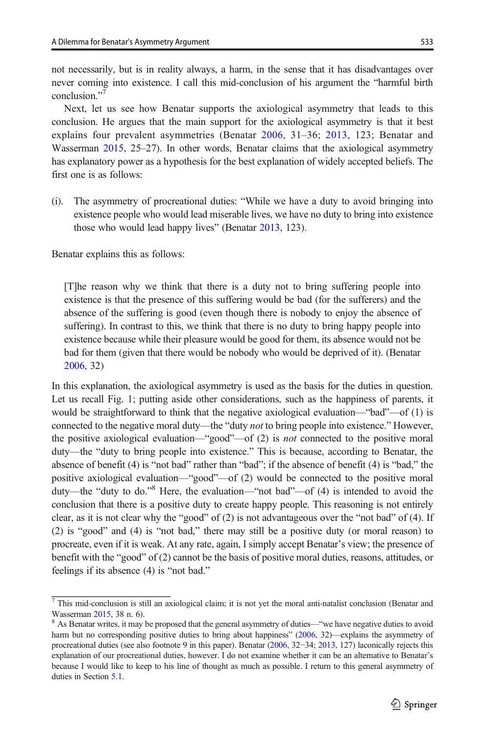not necessarily, but is in reality always, a harm, in the sense that it has disadvantages over never coming into existence. I call this mid-conclusion of his argument the "harmful birth conclusion."[7]

Next, let us see how Benatar supports the axiological asymmetry that leads to this conclusion. He argues that the main support for the axiological asymmetry is that it best explains four prevalent asymmetries (Benatar 2006, 31–36; 2013, 123; Benatar and Wasserman 2015, 25–27). In other words, Benatar claims that the axiological asymmetry has explanatory power as a hypothesis for the best explanation of widely accepted beliefs. The first one is as follows:

(i). The asymmetry of procreational duties: "While we have a duty to avoid bringing into existence people who would lead miserable lives, we have no duty to bring into existence those who would lead happy lives" (Benatar 2013, 123).

Benatar explains this as follows:

> [T]he reason why we think that there is a duty not to bring suffering people into existence is that the presence of this suffering would be bad (for the sufferers) and the absence of the suffering is good (even though there is nobody to enjoy the absence of suffering). In contrast to this, we think that there is no duty to bring happy people into existence because while their pleasure would be good for them, its absence would not be bad for them (given that there would be nobody who would be deprived of it). (Benatar 2006, 32)

In this explanation, the axiological asymmetry is used as the basis for the duties in question. Let us recall Fig. 1; putting aside other considerations, such as the happiness of parents, it would be straightforward to think that the negative axiological evaluation—"bad"—of (1) is connected to the negative moral duty—the "duty *not* to bring people into existence." However, the positive axiological evaluation—"good"—of (2) is *not* connected to the positive moral duty—the "duty to bring people into existence." This is because, according to Benatar, the absence of benefit (4) is "not bad" rather than "bad"; if the absence of benefit (4) is "bad," the positive axiological evaluation—"good"—of (2) would be connected to the positive moral duty—the "duty to do."[8] Here, the evaluation—"not bad"—of (4) is intended to avoid the conclusion that there is a positive duty to create happy people. This reasoning is not entirely clear, as it is not clear why the "good" of (2) is not advantageous over the "not bad" of (4). If (2) is "good" and (4) is "not bad," there may still be a positive duty (or moral reason) to procreate, even if it is weak. At any rate, again, I simply accept Benatar's view; the presence of benefit with the "good" of (2) cannot be the basis of positive moral duties, reasons, attitudes, or feelings if its absence (4) is "not bad."

---

[7] This mid-conclusion is still an axiological claim; it is not yet the moral anti-natalist conclusion (Benatar and Wasserman 2015, 38 n. 6).

[8] As Benatar writes, it may be proposed that the general asymmetry of duties—"we have negative duties to avoid harm but no corresponding positive duties to bring about happiness" (2006, 32)—explains the asymmetry of procreational duties (see also footnote 9 in this paper). Benatar (2006, 32−34; 2013, 127) laconically rejects this explanation of our procreational duties, however. I do not examine whether it can be an alternative to Benatar's because I would like to keep to his line of thought as much as possible. I return to this general asymmetry of duties in Section 5.1.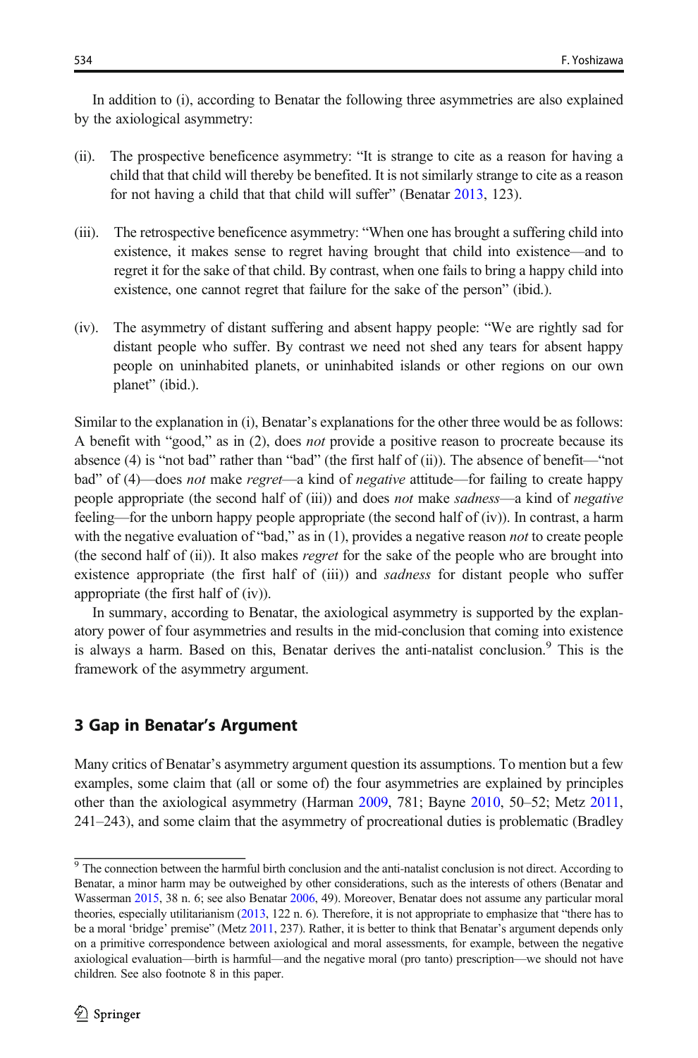In addition to (i), according to Benatar the following three asymmetries are also explained by the axiological asymmetry:

(ii). The prospective beneficence asymmetry: "It is strange to cite as a reason for having a child that that child will thereby be benefited. It is not similarly strange to cite as a reason for not having a child that that child will suffer" (Benatar 2013, 123).

(iii). The retrospective beneficence asymmetry: "When one has brought a suffering child into existence, it makes sense to regret having brought that child into existence—and to regret it for the sake of that child. By contrast, when one fails to bring a happy child into existence, one cannot regret that failure for the sake of the person" (ibid.).

(iv). The asymmetry of distant suffering and absent happy people: "We are rightly sad for distant people who suffer. By contrast we need not shed any tears for absent happy people on uninhabited planets, or uninhabited islands or other regions on our own planet" (ibid.).

Similar to the explanation in (i), Benatar's explanations for the other three would be as follows: A benefit with "good," as in (2), does *not* provide a positive reason to procreate because its absence (4) is "not bad" rather than "bad" (the first half of (ii)). The absence of benefit—"not bad" of (4)—does *not* make *regret*—a kind of *negative* attitude—for failing to create happy people appropriate (the second half of (iii)) and does *not* make *sadness*—a kind of *negative* feeling—for the unborn happy people appropriate (the second half of (iv)). In contrast, a harm with the negative evaluation of "bad," as in (1), provides a negative reason *not* to create people (the second half of (ii)). It also makes *regret* for the sake of the people who are brought into existence appropriate (the first half of (iii)) and *sadness* for distant people who suffer appropriate (the first half of (iv)).

In summary, according to Benatar, the axiological asymmetry is supported by the explanatory power of four asymmetries and results in the mid-conclusion that coming into existence is always a harm. Based on this, Benatar derives the anti-natalist conclusion.[9] This is the framework of the asymmetry argument.

## 3 Gap in Benatar's Argument

Many critics of Benatar's asymmetry argument question its assumptions. To mention but a few examples, some claim that (all or some of) the four asymmetries are explained by principles other than the axiological asymmetry (Harman 2009, 781; Bayne 2010, 50–52; Metz 2011, 241–243), and some claim that the asymmetry of procreational duties is problematic (Bradley

[9] The connection between the harmful birth conclusion and the anti-natalist conclusion is not direct. According to Benatar, a minor harm may be outweighed by other considerations, such as the interests of others (Benatar and Wasserman 2015, 38 n. 6; see also Benatar 2006, 49). Moreover, Benatar does not assume any particular moral theories, especially utilitarianism (2013, 122 n. 6). Therefore, it is not appropriate to emphasize that "there has to be a moral 'bridge' premise" (Metz 2011, 237). Rather, it is better to think that Benatar's argument depends only on a primitive correspondence between axiological and moral assessments, for example, between the negative axiological evaluation—birth is harmful—and the negative moral (pro tanto) prescription—we should not have children. See also footnote 8 in this paper.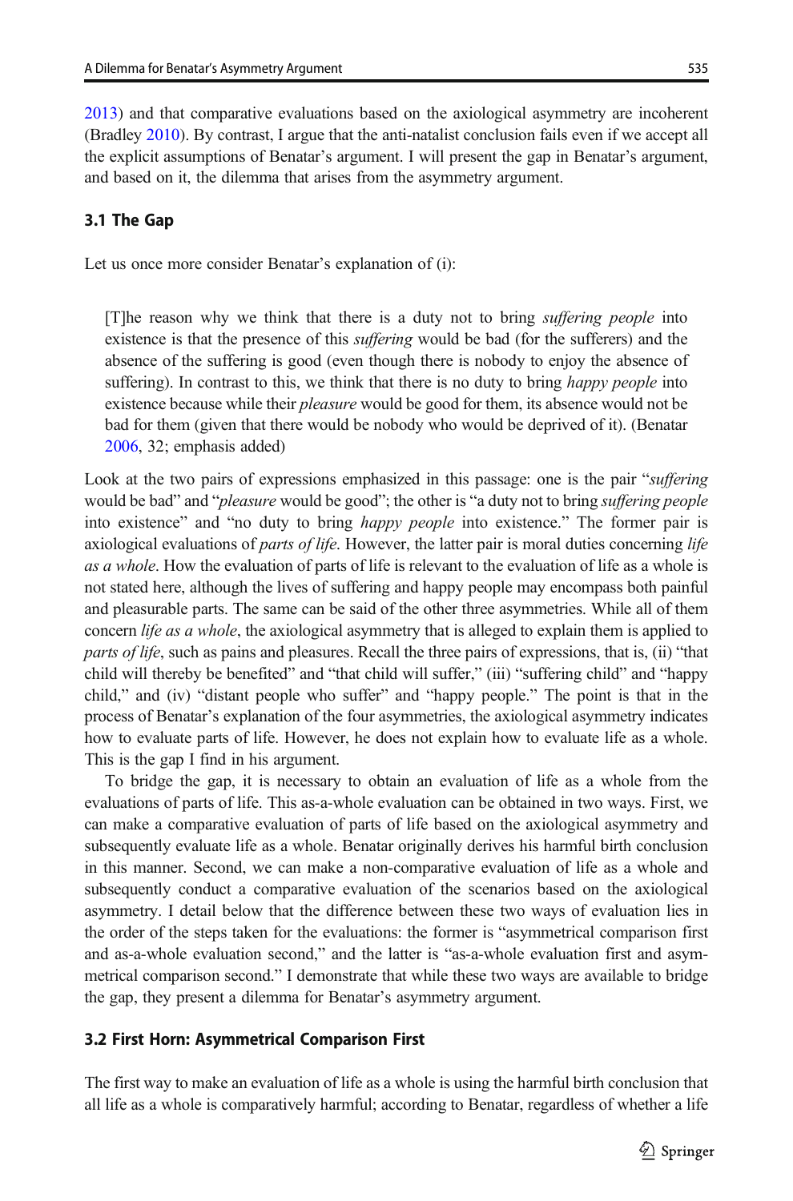2013) and that comparative evaluations based on the axiological asymmetry are incoherent (Bradley 2010). By contrast, I argue that the anti-natalist conclusion fails even if we accept all the explicit assumptions of Benatar's argument. I will present the gap in Benatar's argument, and based on it, the dilemma that arises from the asymmetry argument.

### 3.1 The Gap

Let us once more consider Benatar's explanation of (i):

> [T]he reason why we think that there is a duty not to bring *suffering people* into existence is that the presence of this *suffering* would be bad (for the sufferers) and the absence of the suffering is good (even though there is nobody to enjoy the absence of suffering). In contrast to this, we think that there is no duty to bring *happy people* into existence because while their *pleasure* would be good for them, its absence would not be bad for them (given that there would be nobody who would be deprived of it). (Benatar 2006, 32; emphasis added)

Look at the two pairs of expressions emphasized in this passage: one is the pair "*suffering* would be bad" and "*pleasure* would be good"; the other is "a duty not to bring *suffering people* into existence" and "no duty to bring *happy people* into existence." The former pair is axiological evaluations of *parts of life*. However, the latter pair is moral duties concerning *life as a whole*. How the evaluation of parts of life is relevant to the evaluation of life as a whole is not stated here, although the lives of suffering and happy people may encompass both painful and pleasurable parts. The same can be said of the other three asymmetries. While all of them concern *life as a whole*, the axiological asymmetry that is alleged to explain them is applied to *parts of life*, such as pains and pleasures. Recall the three pairs of expressions, that is, (ii) "that child will thereby be benefited" and "that child will suffer," (iii) "suffering child" and "happy child," and (iv) "distant people who suffer" and "happy people." The point is that in the process of Benatar's explanation of the four asymmetries, the axiological asymmetry indicates how to evaluate parts of life. However, he does not explain how to evaluate life as a whole. This is the gap I find in his argument.

To bridge the gap, it is necessary to obtain an evaluation of life as a whole from the evaluations of parts of life. This as-a-whole evaluation can be obtained in two ways. First, we can make a comparative evaluation of parts of life based on the axiological asymmetry and subsequently evaluate life as a whole. Benatar originally derives his harmful birth conclusion in this manner. Second, we can make a non-comparative evaluation of life as a whole and subsequently conduct a comparative evaluation of the scenarios based on the axiological asymmetry. I detail below that the difference between these two ways of evaluation lies in the order of the steps taken for the evaluations: the former is "asymmetrical comparison first and as-a-whole evaluation second," and the latter is "as-a-whole evaluation first and asymmetrical comparison second." I demonstrate that while these two ways are available to bridge the gap, they present a dilemma for Benatar's asymmetry argument.

### 3.2 First Horn: Asymmetrical Comparison First

The first way to make an evaluation of life as a whole is using the harmful birth conclusion that all life as a whole is comparatively harmful; according to Benatar, regardless of whether a life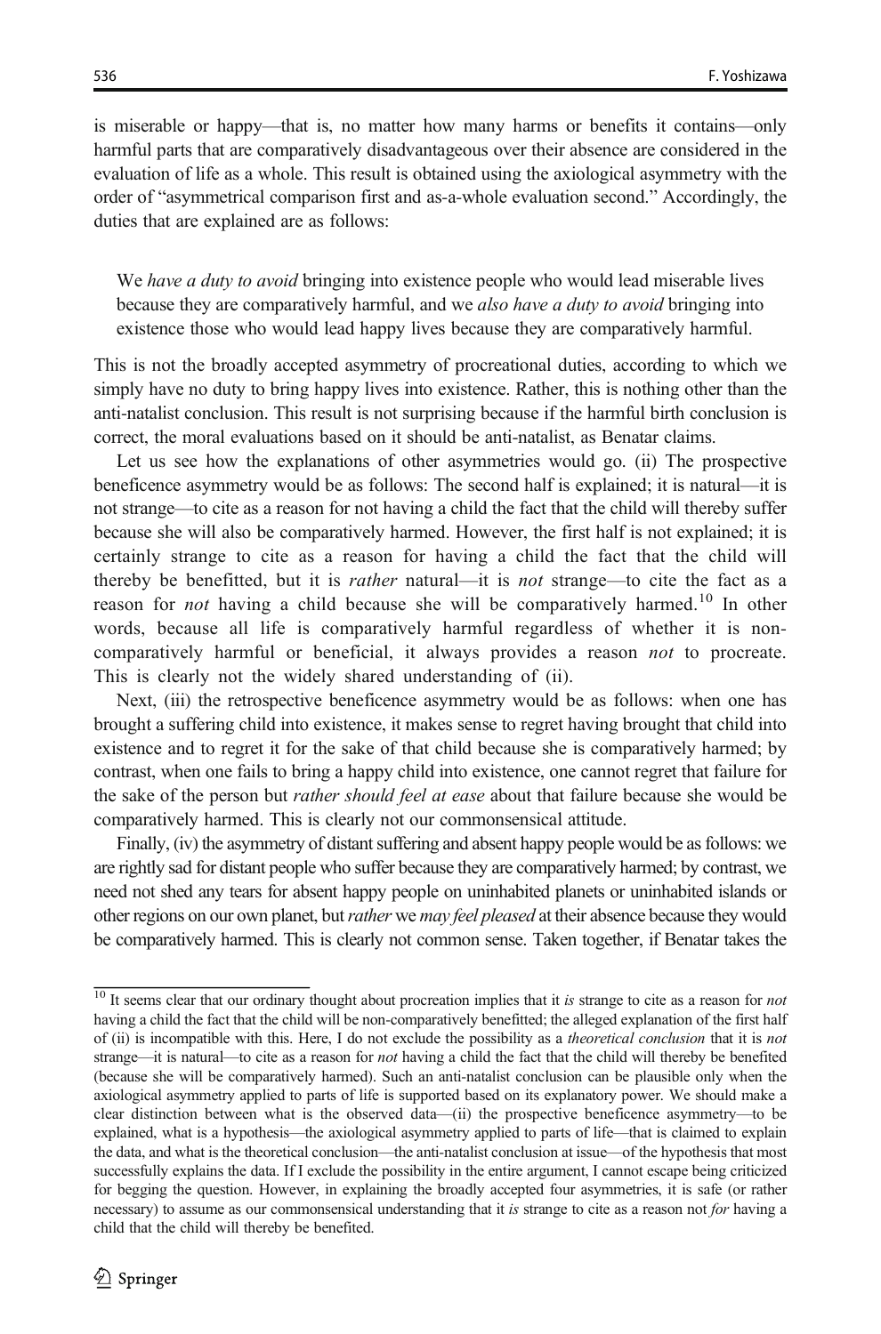is miserable or happy—that is, no matter how many harms or benefits it contains—only harmful parts that are comparatively disadvantageous over their absence are considered in the evaluation of life as a whole. This result is obtained using the axiological asymmetry with the order of "asymmetrical comparison first and as-a-whole evaluation second." Accordingly, the duties that are explained are as follows:

> We *have a duty to avoid* bringing into existence people who would lead miserable lives because they are comparatively harmful, and we *also have a duty to avoid* bringing into existence those who would lead happy lives because they are comparatively harmful.

This is not the broadly accepted asymmetry of procreational duties, according to which we simply have no duty to bring happy lives into existence. Rather, this is nothing other than the anti-natalist conclusion. This result is not surprising because if the harmful birth conclusion is correct, the moral evaluations based on it should be anti-natalist, as Benatar claims.

Let us see how the explanations of other asymmetries would go. (ii) The prospective beneficence asymmetry would be as follows: The second half is explained; it is natural—it is not strange—to cite as a reason for not having a child the fact that the child will thereby suffer because she will also be comparatively harmed. However, the first half is not explained; it is certainly strange to cite as a reason for having a child the fact that the child will thereby be benefitted, but it is *rather* natural—it is *not* strange—to cite the fact as a reason for *not* having a child because she will be comparatively harmed.[10] In other words, because all life is comparatively harmful regardless of whether it is non-comparatively harmful or beneficial, it always provides a reason *not* to procreate. This is clearly not the widely shared understanding of (ii).

Next, (iii) the retrospective beneficence asymmetry would be as follows: when one has brought a suffering child into existence, it makes sense to regret having brought that child into existence and to regret it for the sake of that child because she is comparatively harmed; by contrast, when one fails to bring a happy child into existence, one cannot regret that failure for the sake of the person but *rather should feel at ease* about that failure because she would be comparatively harmed. This is clearly not our commonsensical attitude.

Finally, (iv) the asymmetry of distant suffering and absent happy people would be as follows: we are rightly sad for distant people who suffer because they are comparatively harmed; by contrast, we need not shed any tears for absent happy people on uninhabited planets or uninhabited islands or other regions on our own planet, but *rather* we *may feel pleased* at their absence because they would be comparatively harmed. This is clearly not common sense. Taken together, if Benatar takes the

---

[10] It seems clear that our ordinary thought about procreation implies that it *is* strange to cite as a reason for *not* having a child the fact that the child will be non-comparatively benefitted; the alleged explanation of the first half of (ii) is incompatible with this. Here, I do not exclude the possibility as a *theoretical conclusion* that it is *not* strange—it is natural—to cite as a reason for *not* having a child the fact that the child will thereby be benefited (because she will be comparatively harmed). Such an anti-natalist conclusion can be plausible only when the axiological asymmetry applied to parts of life is supported based on its explanatory power. We should make a clear distinction between what is the observed data—(ii) the prospective beneficence asymmetry—to be explained, what is a hypothesis—the axiological asymmetry applied to parts of life—that is claimed to explain the data, and what is the theoretical conclusion—the anti-natalist conclusion at issue—of the hypothesis that most successfully explains the data. If I exclude the possibility in the entire argument, I cannot escape being criticized for begging the question. However, in explaining the broadly accepted four asymmetries, it is safe (or rather necessary) to assume as our commonsensical understanding that it *is* strange to cite as a reason not *for* having a child that the child will thereby be benefited.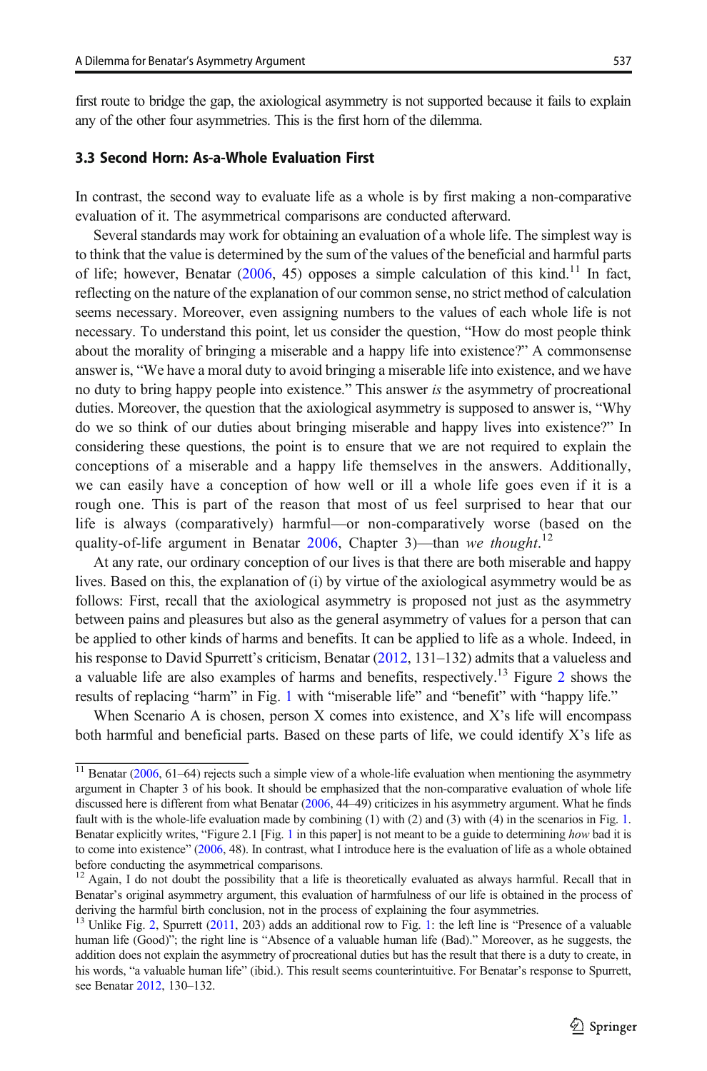first route to bridge the gap, the axiological asymmetry is not supported because it fails to explain any of the other four asymmetries. This is the first horn of the dilemma.

### 3.3 Second Horn: As-a-Whole Evaluation First

In contrast, the second way to evaluate life as a whole is by first making a non-comparative evaluation of it. The asymmetrical comparisons are conducted afterward.

Several standards may work for obtaining an evaluation of a whole life. The simplest way is to think that the value is determined by the sum of the values of the beneficial and harmful parts of life; however, Benatar (2006, 45) opposes a simple calculation of this kind.[11] In fact, reflecting on the nature of the explanation of our common sense, no strict method of calculation seems necessary. Moreover, even assigning numbers to the values of each whole life is not necessary. To understand this point, let us consider the question, "How do most people think about the morality of bringing a miserable and a happy life into existence?" A commonsense answer is, "We have a moral duty to avoid bringing a miserable life into existence, and we have no duty to bring happy people into existence." This answer *is* the asymmetry of procreational duties. Moreover, the question that the axiological asymmetry is supposed to answer is, "Why do we so think of our duties about bringing miserable and happy lives into existence?" In considering these questions, the point is to ensure that we are not required to explain the conceptions of a miserable and a happy life themselves in the answers. Additionally, we can easily have a conception of how well or ill a whole life goes even if it is a rough one. This is part of the reason that most of us feel surprised to hear that our life is always (comparatively) harmful—or non-comparatively worse (based on the quality-of-life argument in Benatar 2006, Chapter 3)—than *we thought*.[12]

At any rate, our ordinary conception of our lives is that there are both miserable and happy lives. Based on this, the explanation of (i) by virtue of the axiological asymmetry would be as follows: First, recall that the axiological asymmetry is proposed not just as the asymmetry between pains and pleasures but also as the general asymmetry of values for a person that can be applied to other kinds of harms and benefits. It can be applied to life as a whole. Indeed, in his response to David Spurrett's criticism, Benatar (2012, 131–132) admits that a valueless and a valuable life are also examples of harms and benefits, respectively.[13] Figure 2 shows the results of replacing "harm" in Fig. 1 with "miserable life" and "benefit" with "happy life."

When Scenario A is chosen, person X comes into existence, and X's life will encompass both harmful and beneficial parts. Based on these parts of life, we could identify X's life as

---

[11] Benatar (2006, 61–64) rejects such a simple view of a whole-life evaluation when mentioning the asymmetry argument in Chapter 3 of his book. It should be emphasized that the non-comparative evaluation of whole life discussed here is different from what Benatar (2006, 44–49) criticizes in his asymmetry argument. What he finds fault with is the whole-life evaluation made by combining (1) with (2) and (3) with (4) in the scenarios in Fig. 1. Benatar explicitly writes, "Figure 2.1 [Fig. 1 in this paper] is not meant to be a guide to determining *how* bad it is to come into existence" (2006, 48). In contrast, what I introduce here is the evaluation of life as a whole obtained before conducting the asymmetrical comparisons.

[12] Again, I do not doubt the possibility that a life is theoretically evaluated as always harmful. Recall that in Benatar's original asymmetry argument, this evaluation of harmfulness of our life is obtained in the process of deriving the harmful birth conclusion, not in the process of explaining the four asymmetries.

[13] Unlike Fig. 2, Spurrett (2011, 203) adds an additional row to Fig. 1: the left line is "Presence of a valuable human life (Good)"; the right line is "Absence of a valuable human life (Bad)." Moreover, as he suggests, the addition does not explain the asymmetry of procreational duties but has the result that there is a duty to create, in his words, "a valuable human life" (ibid.). This result seems counterintuitive. For Benatar's response to Spurrett, see Benatar 2012, 130–132.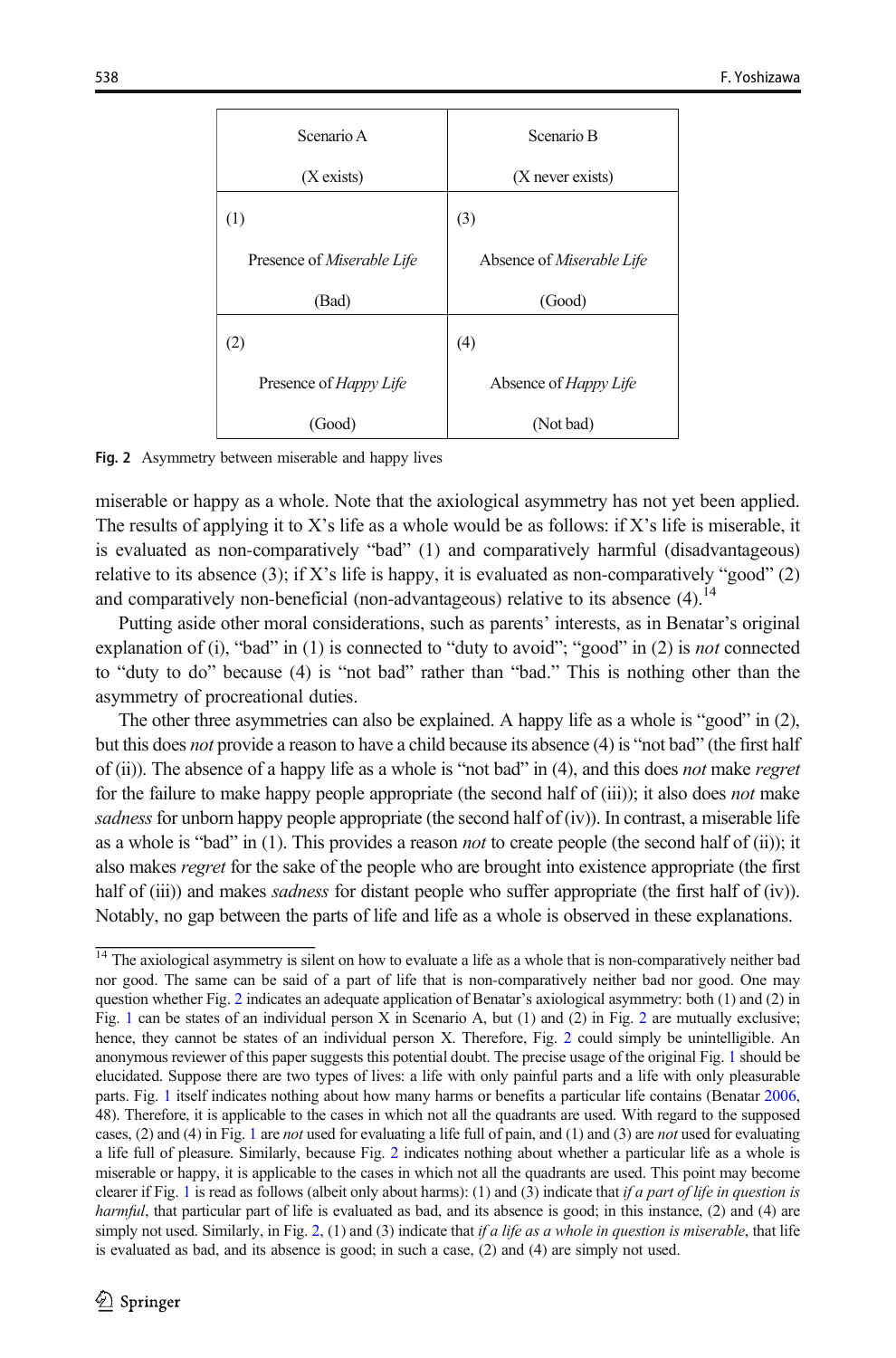| Scenario A<br><br>(X exists) | Scenario B<br><br>(X never exists) |
|---|---|
| (1)<br><br>Presence of *Miserable Life*<br><br>(Bad) | (3)<br><br>Absence of *Miserable Life*<br><br>(Good) |
| (2)<br><br>Presence of *Happy Life*<br><br>(Good) | (4)<br><br>Absence of *Happy Life*<br><br>(Not bad) |

**Fig. 2** Asymmetry between miserable and happy lives

miserable or happy as a whole. Note that the axiological asymmetry has not yet been applied. The results of applying it to X's life as a whole would be as follows: if X's life is miserable, it is evaluated as non-comparatively "bad" (1) and comparatively harmful (disadvantageous) relative to its absence (3); if X's life is happy, it is evaluated as non-comparatively "good" (2) and comparatively non-beneficial (non-advantageous) relative to its absence (4).[14]

Putting aside other moral considerations, such as parents' interests, as in Benatar's original explanation of (i), "bad" in (1) is connected to "duty to avoid"; "good" in (2) is *not* connected to "duty to do" because (4) is "not bad" rather than "bad." This is nothing other than the asymmetry of procreational duties.

The other three asymmetries can also be explained. A happy life as a whole is "good" in (2), but this does *not* provide a reason to have a child because its absence (4) is "not bad" (the first half of (ii)). The absence of a happy life as a whole is "not bad" in (4), and this does *not* make *regret* for the failure to make happy people appropriate (the second half of (iii)); it also does *not* make *sadness* for unborn happy people appropriate (the second half of (iv)). In contrast, a miserable life as a whole is "bad" in (1). This provides a reason *not* to create people (the second half of (ii)); it also makes *regret* for the sake of the people who are brought into existence appropriate (the first half of (iii)) and makes *sadness* for distant people who suffer appropriate (the first half of (iv)). Notably, no gap between the parts of life and life as a whole is observed in these explanations.

[14] The axiological asymmetry is silent on how to evaluate a life as a whole that is non-comparatively neither bad nor good. The same can be said of a part of life that is non-comparatively neither bad nor good. One may question whether Fig. 2 indicates an adequate application of Benatar's axiological asymmetry: both (1) and (2) in Fig. 1 can be states of an individual person X in Scenario A, but (1) and (2) in Fig. 2 are mutually exclusive; hence, they cannot be states of an individual person X. Therefore, Fig. 2 could simply be unintelligible. An anonymous reviewer of this paper suggests this potential doubt. The precise usage of the original Fig. 1 should be elucidated. Suppose there are two types of lives: a life with only painful parts and a life with only pleasurable parts. Fig. 1 itself indicates nothing about how many harms or benefits a particular life contains (Benatar 2006, 48). Therefore, it is applicable to the cases in which not all the quadrants are used. With regard to the supposed cases, (2) and (4) in Fig. 1 are *not* used for evaluating a life full of pain, and (1) and (3) are *not* used for evaluating a life full of pleasure. Similarly, because Fig. 2 indicates nothing about whether a particular life as a whole is miserable or happy, it is applicable to the cases in which not all the quadrants are used. This point may become clearer if Fig. 1 is read as follows (albeit only about harms): (1) and (3) indicate that *if a part of life in question is harmful*, that particular part of life is evaluated as bad, and its absence is good; in this instance, (2) and (4) are simply not used. Similarly, in Fig. 2, (1) and (3) indicate that *if a life as a whole in question is miserable*, that life is evaluated as bad, and its absence is good; in such a case, (2) and (4) are simply not used.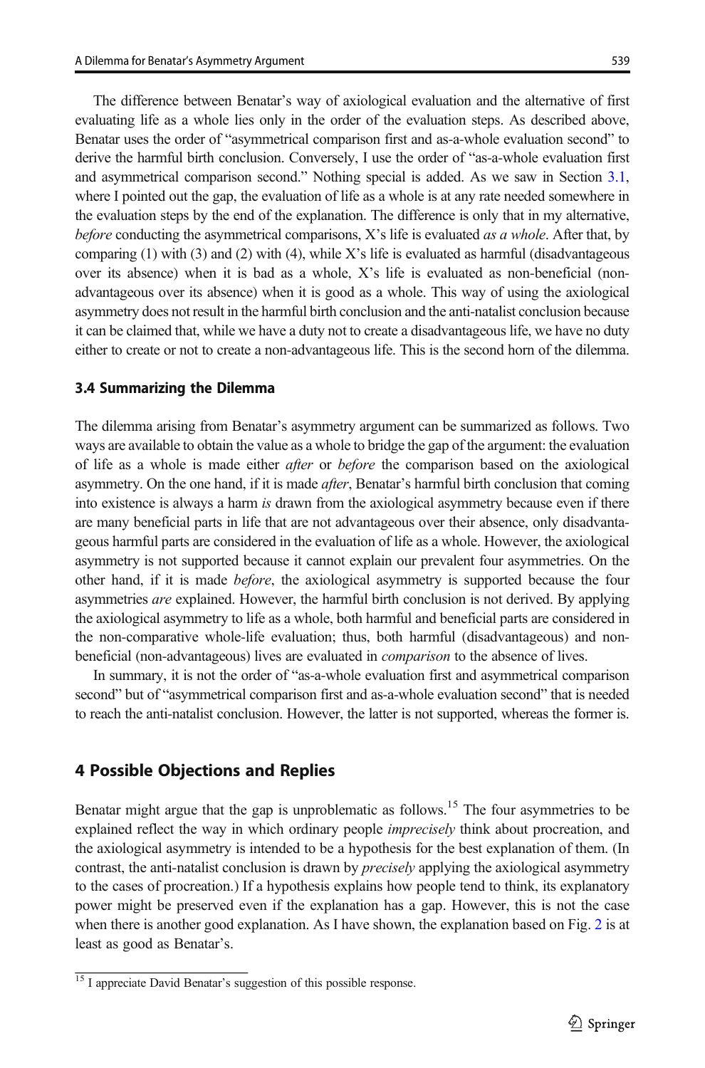The difference between Benatar's way of axiological evaluation and the alternative of first evaluating life as a whole lies only in the order of the evaluation steps. As described above, Benatar uses the order of "asymmetrical comparison first and as-a-whole evaluation second" to derive the harmful birth conclusion. Conversely, I use the order of "as-a-whole evaluation first and asymmetrical comparison second." Nothing special is added. As we saw in Section 3.1, where I pointed out the gap, the evaluation of life as a whole is at any rate needed somewhere in the evaluation steps by the end of the explanation. The difference is only that in my alternative, *before* conducting the asymmetrical comparisons, X's life is evaluated *as a whole*. After that, by comparing (1) with (3) and (2) with (4), while X's life is evaluated as harmful (disadvantageous over its absence) when it is bad as a whole, X's life is evaluated as non-beneficial (non-advantageous over its absence) when it is good as a whole. This way of using the axiological asymmetry does not result in the harmful birth conclusion and the anti-natalist conclusion because it can be claimed that, while we have a duty not to create a disadvantageous life, we have no duty either to create or not to create a non-advantageous life. This is the second horn of the dilemma.

### 3.4 Summarizing the Dilemma

The dilemma arising from Benatar's asymmetry argument can be summarized as follows. Two ways are available to obtain the value as a whole to bridge the gap of the argument: the evaluation of life as a whole is made either *after* or *before* the comparison based on the axiological asymmetry. On the one hand, if it is made *after*, Benatar's harmful birth conclusion that coming into existence is always a harm *is* drawn from the axiological asymmetry because even if there are many beneficial parts in life that are not advantageous over their absence, only disadvantageous harmful parts are considered in the evaluation of life as a whole. However, the axiological asymmetry is not supported because it cannot explain our prevalent four asymmetries. On the other hand, if it is made *before*, the axiological asymmetry is supported because the four asymmetries *are* explained. However, the harmful birth conclusion is not derived. By applying the axiological asymmetry to life as a whole, both harmful and beneficial parts are considered in the non-comparative whole-life evaluation; thus, both harmful (disadvantageous) and non-beneficial (non-advantageous) lives are evaluated in *comparison* to the absence of lives.

In summary, it is not the order of "as-a-whole evaluation first and asymmetrical comparison second" but of "asymmetrical comparison first and as-a-whole evaluation second" that is needed to reach the anti-natalist conclusion. However, the latter is not supported, whereas the former is.

## 4 Possible Objections and Replies

Benatar might argue that the gap is unproblematic as follows.[15] The four asymmetries to be explained reflect the way in which ordinary people *imprecisely* think about procreation, and the axiological asymmetry is intended to be a hypothesis for the best explanation of them. (In contrast, the anti-natalist conclusion is drawn by *precisely* applying the axiological asymmetry to the cases of procreation.) If a hypothesis explains how people tend to think, its explanatory power might be preserved even if the explanation has a gap. However, this is not the case when there is another good explanation. As I have shown, the explanation based on Fig. 2 is at least as good as Benatar's.

[15] I appreciate David Benatar's suggestion of this possible response.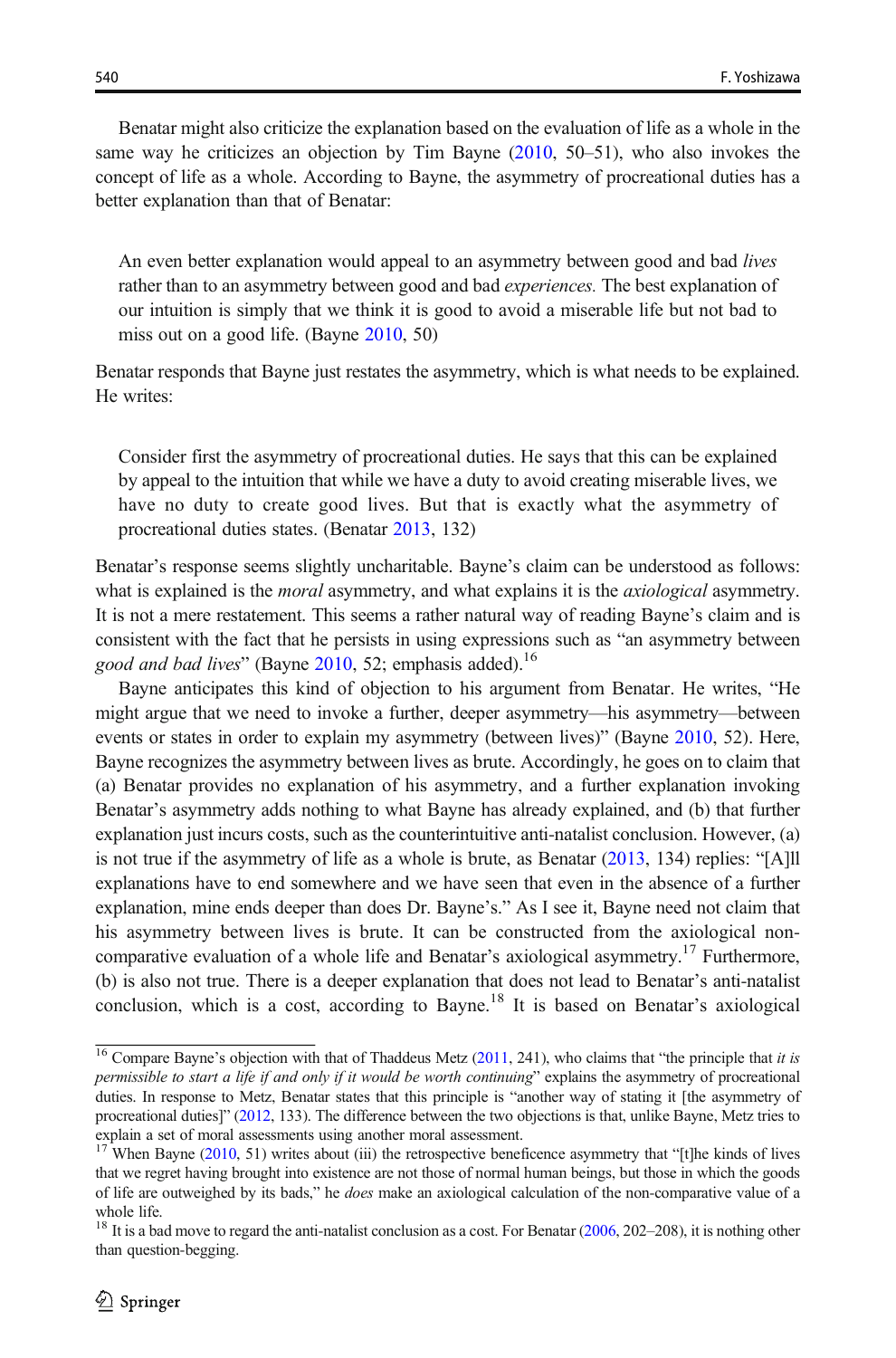Benatar might also criticize the explanation based on the evaluation of life as a whole in the same way he criticizes an objection by Tim Bayne (2010, 50–51), who also invokes the concept of life as a whole. According to Bayne, the asymmetry of procreational duties has a better explanation than that of Benatar:

> An even better explanation would appeal to an asymmetry between good and bad *lives* rather than to an asymmetry between good and bad *experiences.* The best explanation of our intuition is simply that we think it is good to avoid a miserable life but not bad to miss out on a good life. (Bayne 2010, 50)

Benatar responds that Bayne just restates the asymmetry, which is what needs to be explained. He writes:

> Consider first the asymmetry of procreational duties. He says that this can be explained by appeal to the intuition that while we have a duty to avoid creating miserable lives, we have no duty to create good lives. But that is exactly what the asymmetry of procreational duties states. (Benatar 2013, 132)

Benatar's response seems slightly uncharitable. Bayne's claim can be understood as follows: what is explained is the *moral* asymmetry, and what explains it is the *axiological* asymmetry. It is not a mere restatement. This seems a rather natural way of reading Bayne's claim and is consistent with the fact that he persists in using expressions such as "an asymmetry between *good and bad lives*" (Bayne 2010, 52; emphasis added).[16]

Bayne anticipates this kind of objection to his argument from Benatar. He writes, "He might argue that we need to invoke a further, deeper asymmetry—his asymmetry—between events or states in order to explain my asymmetry (between lives)" (Bayne 2010, 52). Here, Bayne recognizes the asymmetry between lives as brute. Accordingly, he goes on to claim that (a) Benatar provides no explanation of his asymmetry, and a further explanation invoking Benatar's asymmetry adds nothing to what Bayne has already explained, and (b) that further explanation just incurs costs, such as the counterintuitive anti-natalist conclusion. However, (a) is not true if the asymmetry of life as a whole is brute, as Benatar (2013, 134) replies: "[A]ll explanations have to end somewhere and we have seen that even in the absence of a further explanation, mine ends deeper than does Dr. Bayne's." As I see it, Bayne need not claim that his asymmetry between lives is brute. It can be constructed from the axiological non-comparative evaluation of a whole life and Benatar's axiological asymmetry.[17] Furthermore, (b) is also not true. There is a deeper explanation that does not lead to Benatar's anti-natalist conclusion, which is a cost, according to Bayne.[18] It is based on Benatar's axiological

---

[16] Compare Bayne's objection with that of Thaddeus Metz (2011, 241), who claims that "the principle that *it is permissible to start a life if and only if it would be worth continuing*" explains the asymmetry of procreational duties. In response to Metz, Benatar states that this principle is "another way of stating it [the asymmetry of procreational duties]" (2012, 133). The difference between the two objections is that, unlike Bayne, Metz tries to explain a set of moral assessments using another moral assessment.

[17] When Bayne (2010, 51) writes about (iii) the retrospective beneficence asymmetry that "[t]he kinds of lives that we regret having brought into existence are not those of normal human beings, but those in which the goods of life are outweighed by its bads," he *does* make an axiological calculation of the non-comparative value of a whole life.

[18] It is a bad move to regard the anti-natalist conclusion as a cost. For Benatar (2006, 202–208), it is nothing other than question-begging.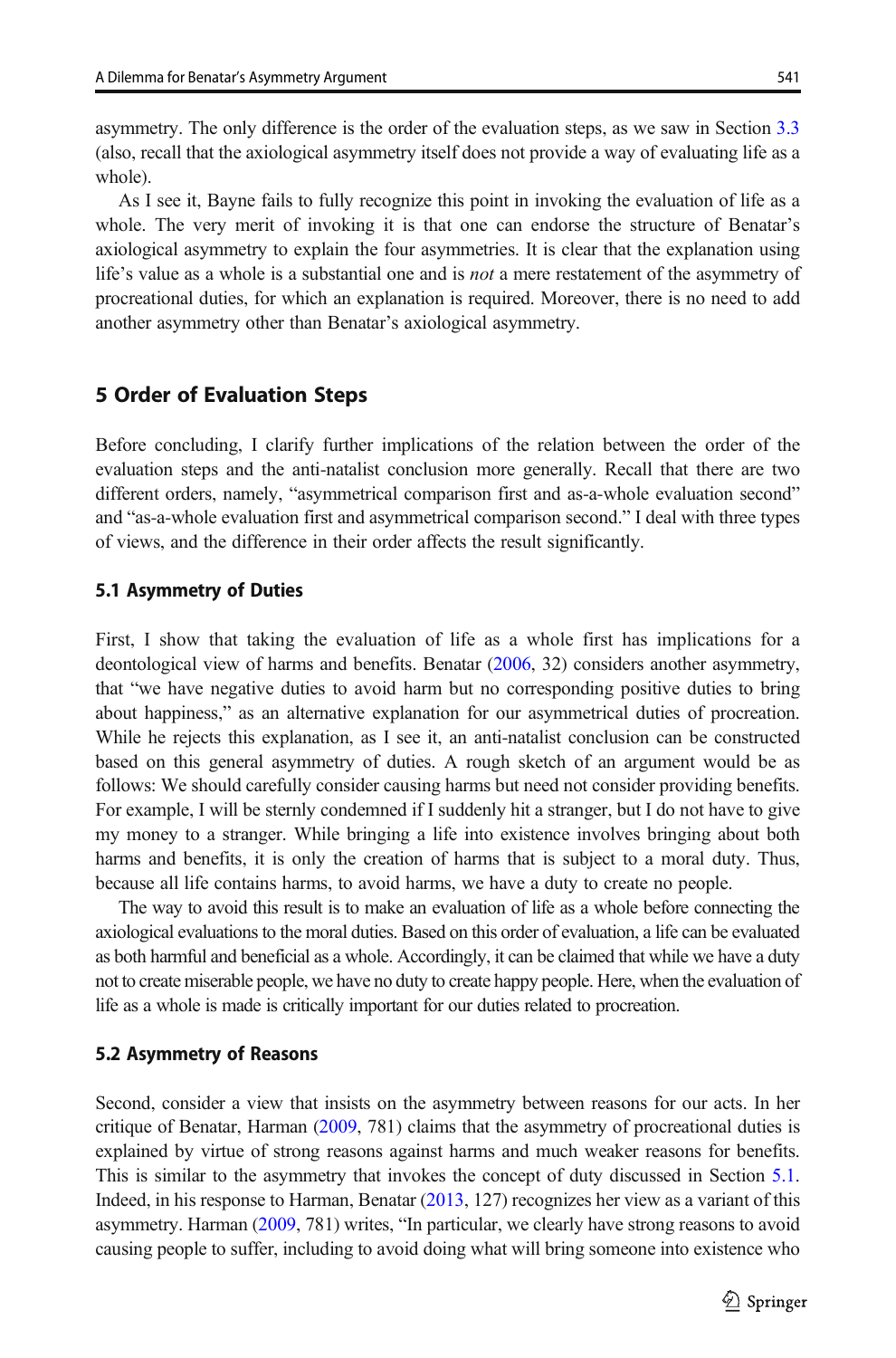asymmetry. The only difference is the order of the evaluation steps, as we saw in Section 3.3 (also, recall that the axiological asymmetry itself does not provide a way of evaluating life as a whole).

As I see it, Bayne fails to fully recognize this point in invoking the evaluation of life as a whole. The very merit of invoking it is that one can endorse the structure of Benatar's axiological asymmetry to explain the four asymmetries. It is clear that the explanation using life's value as a whole is a substantial one and is *not* a mere restatement of the asymmetry of procreational duties, for which an explanation is required. Moreover, there is no need to add another asymmetry other than Benatar's axiological asymmetry.

## 5 Order of Evaluation Steps

Before concluding, I clarify further implications of the relation between the order of the evaluation steps and the anti-natalist conclusion more generally. Recall that there are two different orders, namely, "asymmetrical comparison first and as-a-whole evaluation second" and "as-a-whole evaluation first and asymmetrical comparison second." I deal with three types of views, and the difference in their order affects the result significantly.

### 5.1 Asymmetry of Duties

First, I show that taking the evaluation of life as a whole first has implications for a deontological view of harms and benefits. Benatar (2006, 32) considers another asymmetry, that "we have negative duties to avoid harm but no corresponding positive duties to bring about happiness," as an alternative explanation for our asymmetrical duties of procreation. While he rejects this explanation, as I see it, an anti-natalist conclusion can be constructed based on this general asymmetry of duties. A rough sketch of an argument would be as follows: We should carefully consider causing harms but need not consider providing benefits. For example, I will be sternly condemned if I suddenly hit a stranger, but I do not have to give my money to a stranger. While bringing a life into existence involves bringing about both harms and benefits, it is only the creation of harms that is subject to a moral duty. Thus, because all life contains harms, to avoid harms, we have a duty to create no people.

The way to avoid this result is to make an evaluation of life as a whole before connecting the axiological evaluations to the moral duties. Based on this order of evaluation, a life can be evaluated as both harmful and beneficial as a whole. Accordingly, it can be claimed that while we have a duty not to create miserable people, we have no duty to create happy people. Here, when the evaluation of life as a whole is made is critically important for our duties related to procreation.

### 5.2 Asymmetry of Reasons

Second, consider a view that insists on the asymmetry between reasons for our acts. In her critique of Benatar, Harman (2009, 781) claims that the asymmetry of procreational duties is explained by virtue of strong reasons against harms and much weaker reasons for benefits. This is similar to the asymmetry that invokes the concept of duty discussed in Section 5.1. Indeed, in his response to Harman, Benatar (2013, 127) recognizes her view as a variant of this asymmetry. Harman (2009, 781) writes, "In particular, we clearly have strong reasons to avoid causing people to suffer, including to avoid doing what will bring someone into existence who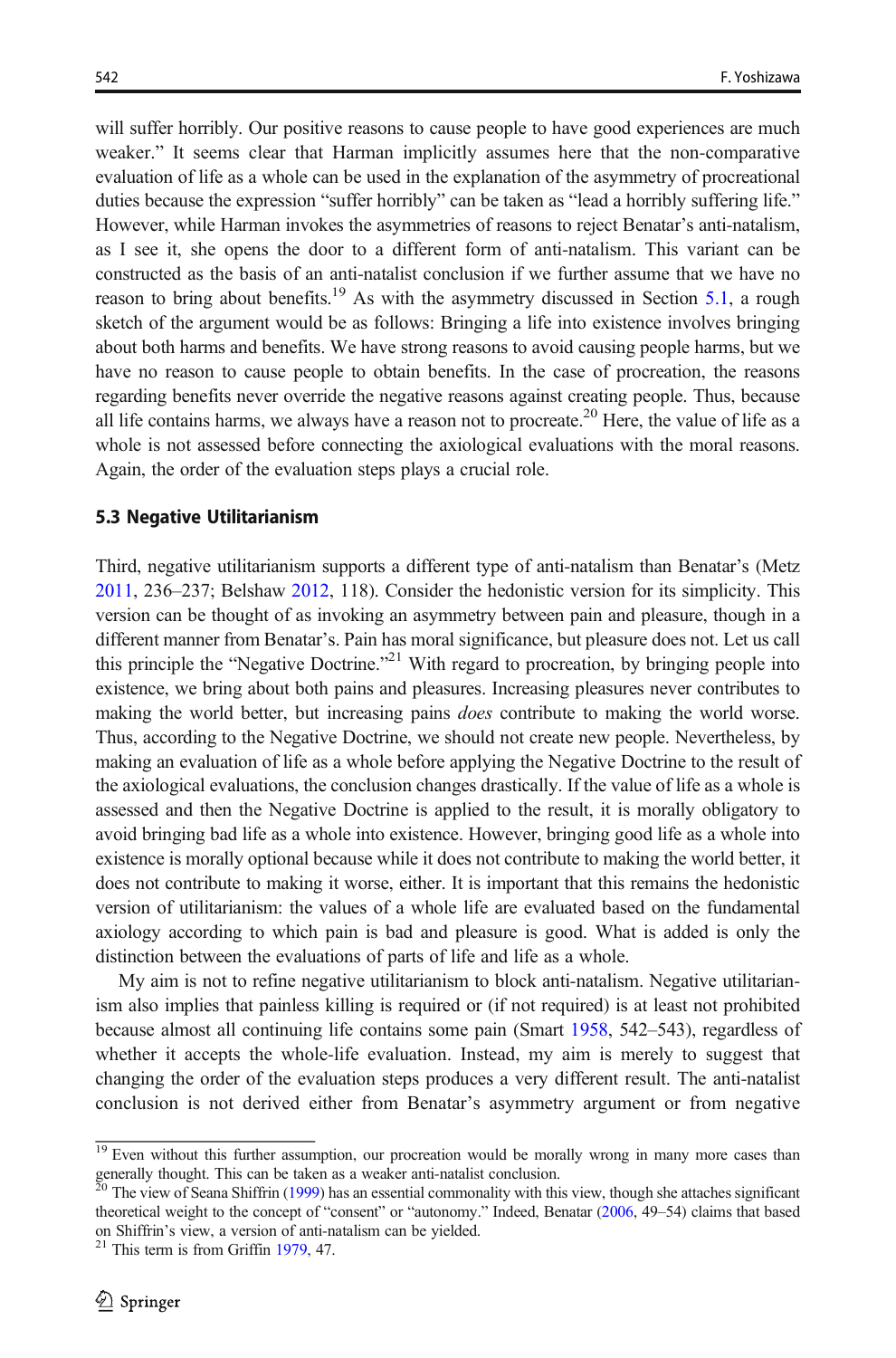will suffer horribly. Our positive reasons to cause people to have good experiences are much weaker." It seems clear that Harman implicitly assumes here that the non-comparative evaluation of life as a whole can be used in the explanation of the asymmetry of procreational duties because the expression "suffer horribly" can be taken as "lead a horribly suffering life." However, while Harman invokes the asymmetries of reasons to reject Benatar's anti-natalism, as I see it, she opens the door to a different form of anti-natalism. This variant can be constructed as the basis of an anti-natalist conclusion if we further assume that we have no reason to bring about benefits.[19] As with the asymmetry discussed in Section 5.1, a rough sketch of the argument would be as follows: Bringing a life into existence involves bringing about both harms and benefits. We have strong reasons to avoid causing people harms, but we have no reason to cause people to obtain benefits. In the case of procreation, the reasons regarding benefits never override the negative reasons against creating people. Thus, because all life contains harms, we always have a reason not to procreate.[20] Here, the value of life as a whole is not assessed before connecting the axiological evaluations with the moral reasons. Again, the order of the evaluation steps plays a crucial role.

### 5.3 Negative Utilitarianism

Third, negative utilitarianism supports a different type of anti-natalism than Benatar's (Metz 2011, 236–237; Belshaw 2012, 118). Consider the hedonistic version for its simplicity. This version can be thought of as invoking an asymmetry between pain and pleasure, though in a different manner from Benatar's. Pain has moral significance, but pleasure does not. Let us call this principle the "Negative Doctrine."[21] With regard to procreation, by bringing people into existence, we bring about both pains and pleasures. Increasing pleasures never contributes to making the world better, but increasing pains *does* contribute to making the world worse. Thus, according to the Negative Doctrine, we should not create new people. Nevertheless, by making an evaluation of life as a whole before applying the Negative Doctrine to the result of the axiological evaluations, the conclusion changes drastically. If the value of life as a whole is assessed and then the Negative Doctrine is applied to the result, it is morally obligatory to avoid bringing bad life as a whole into existence. However, bringing good life as a whole into existence is morally optional because while it does not contribute to making the world better, it does not contribute to making it worse, either. It is important that this remains the hedonistic version of utilitarianism: the values of a whole life are evaluated based on the fundamental axiology according to which pain is bad and pleasure is good. What is added is only the distinction between the evaluations of parts of life and life as a whole.

My aim is not to refine negative utilitarianism to block anti-natalism. Negative utilitarianism also implies that painless killing is required or (if not required) is at least not prohibited because almost all continuing life contains some pain (Smart 1958, 542–543), regardless of whether it accepts the whole-life evaluation. Instead, my aim is merely to suggest that changing the order of the evaluation steps produces a very different result. The anti-natalist conclusion is not derived either from Benatar's asymmetry argument or from negative

---

[19] Even without this further assumption, our procreation would be morally wrong in many more cases than generally thought. This can be taken as a weaker anti-natalist conclusion.

[20] The view of Seana Shiffrin (1999) has an essential commonality with this view, though she attaches significant theoretical weight to the concept of "consent" or "autonomy." Indeed, Benatar (2006, 49–54) claims that based on Shiffrin's view, a version of anti-natalism can be yielded.

[21] This term is from Griffin 1979, 47.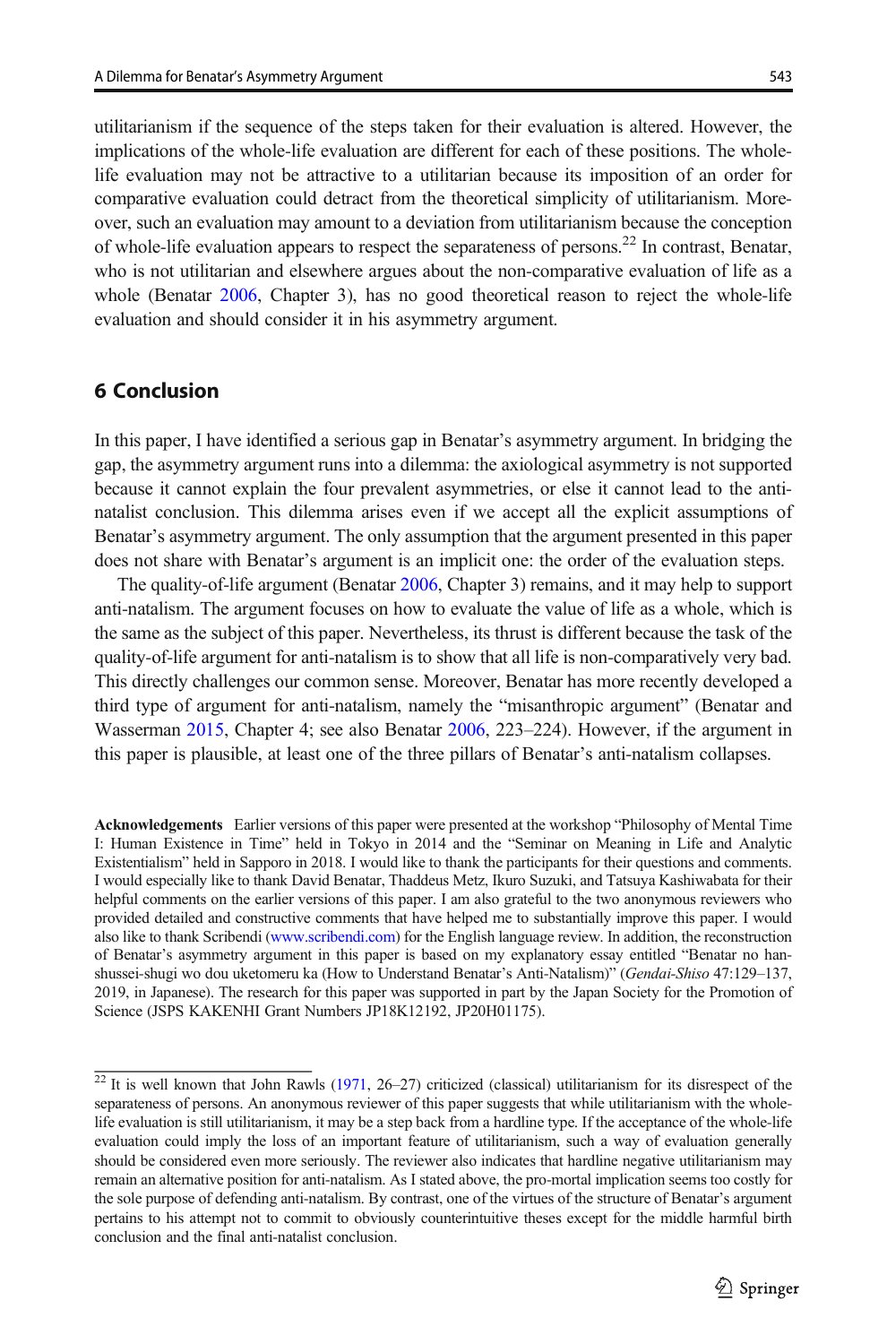utilitarianism if the sequence of the steps taken for their evaluation is altered. However, the implications of the whole-life evaluation are different for each of these positions. The whole-life evaluation may not be attractive to a utilitarian because its imposition of an order for comparative evaluation could detract from the theoretical simplicity of utilitarianism. Moreover, such an evaluation may amount to a deviation from utilitarianism because the conception of whole-life evaluation appears to respect the separateness of persons.[22] In contrast, Benatar, who is not utilitarian and elsewhere argues about the non-comparative evaluation of life as a whole (Benatar 2006, Chapter 3), has no good theoretical reason to reject the whole-life evaluation and should consider it in his asymmetry argument.

## 6 Conclusion

In this paper, I have identified a serious gap in Benatar's asymmetry argument. In bridging the gap, the asymmetry argument runs into a dilemma: the axiological asymmetry is not supported because it cannot explain the four prevalent asymmetries, or else it cannot lead to the anti-natalist conclusion. This dilemma arises even if we accept all the explicit assumptions of Benatar's asymmetry argument. The only assumption that the argument presented in this paper does not share with Benatar's argument is an implicit one: the order of the evaluation steps.

The quality-of-life argument (Benatar 2006, Chapter 3) remains, and it may help to support anti-natalism. The argument focuses on how to evaluate the value of life as a whole, which is the same as the subject of this paper. Nevertheless, its thrust is different because the task of the quality-of-life argument for anti-natalism is to show that all life is non-comparatively very bad. This directly challenges our common sense. Moreover, Benatar has more recently developed a third type of argument for anti-natalism, namely the "misanthropic argument" (Benatar and Wasserman 2015, Chapter 4; see also Benatar 2006, 223–224). However, if the argument in this paper is plausible, at least one of the three pillars of Benatar's anti-natalism collapses.

**Acknowledgements** Earlier versions of this paper were presented at the workshop "Philosophy of Mental Time I: Human Existence in Time" held in Tokyo in 2014 and the "Seminar on Meaning in Life and Analytic Existentialism" held in Sapporo in 2018. I would like to thank the participants for their questions and comments. I would especially like to thank David Benatar, Thaddeus Metz, Ikuro Suzuki, and Tatsuya Kashiwabata for their helpful comments on the earlier versions of this paper. I am also grateful to the two anonymous reviewers who provided detailed and constructive comments that have helped me to substantially improve this paper. I would also like to thank Scribendi (www.scribendi.com) for the English language review. In addition, the reconstruction of Benatar's asymmetry argument in this paper is based on my explanatory essay entitled "Benatar no han-shussei-shugi wo dou uketomeru ka (How to Understand Benatar's Anti-Natalism)" (*Gendai-Shiso* 47:129–137, 2019, in Japanese). The research for this paper was supported in part by the Japan Society for the Promotion of Science (JSPS KAKENHI Grant Numbers JP18K12192, JP20H01175).

[22] It is well known that John Rawls (1971, 26–27) criticized (classical) utilitarianism for its disrespect of the separateness of persons. An anonymous reviewer of this paper suggests that while utilitarianism with the whole-life evaluation is still utilitarianism, it may be a step back from a hardline type. If the acceptance of the whole-life evaluation could imply the loss of an important feature of utilitarianism, such a way of evaluation generally should be considered even more seriously. The reviewer also indicates that hardline negative utilitarianism may remain an alternative position for anti-natalism. As I stated above, the pro-mortal implication seems too costly for the sole purpose of defending anti-natalism. By contrast, one of the virtues of the structure of Benatar's argument pertains to his attempt not to commit to obviously counterintuitive theses except for the middle harmful birth conclusion and the final anti-natalist conclusion.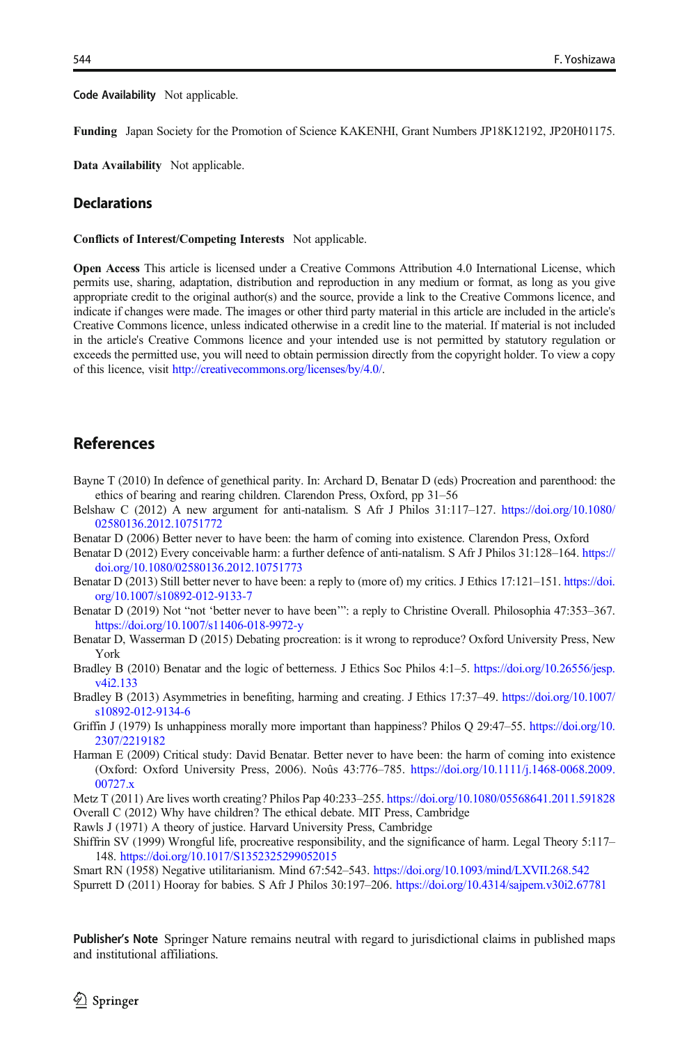**Code Availability** Not applicable.

**Funding** Japan Society for the Promotion of Science KAKENHI, Grant Numbers JP18K12192, JP20H01175.

**Data Availability** Not applicable.

## Declarations

**Conflicts of Interest/Competing Interests** Not applicable.

**Open Access** This article is licensed under a Creative Commons Attribution 4.0 International License, which permits use, sharing, adaptation, distribution and reproduction in any medium or format, as long as you give appropriate credit to the original author(s) and the source, provide a link to the Creative Commons licence, and indicate if changes were made. The images or other third party material in this article are included in the article's Creative Commons licence, unless indicated otherwise in a credit line to the material. If material is not included in the article's Creative Commons licence and your intended use is not permitted by statutory regulation or exceeds the permitted use, you will need to obtain permission directly from the copyright holder. To view a copy of this licence, visit http://creativecommons.org/licenses/by/4.0/.

## References

Bayne T (2010) In defence of genethical parity. In: Archard D, Benatar D (eds) Procreation and parenthood: the ethics of bearing and rearing children. Clarendon Press, Oxford, pp 31–56

Belshaw C (2012) A new argument for anti-natalism. S Afr J Philos 31:117–127. https://doi.org/10.1080/02580136.2012.10751772

Benatar D (2006) Better never to have been: the harm of coming into existence. Clarendon Press, Oxford

Benatar D (2012) Every conceivable harm: a further defence of anti-natalism. S Afr J Philos 31:128–164. https://doi.org/10.1080/02580136.2012.10751773

Benatar D (2013) Still better never to have been: a reply to (more of) my critics. J Ethics 17:121–151. https://doi.org/10.1007/s10892-012-9133-7

Benatar D (2019) Not "not 'better never to have been'": a reply to Christine Overall. Philosophia 47:353–367. https://doi.org/10.1007/s11406-018-9972-y

Benatar D, Wasserman D (2015) Debating procreation: is it wrong to reproduce? Oxford University Press, New York

Bradley B (2010) Benatar and the logic of betterness. J Ethics Soc Philos 4:1–5. https://doi.org/10.26556/jesp.v4i2.133

Bradley B (2013) Asymmetries in benefiting, harming and creating. J Ethics 17:37–49. https://doi.org/10.1007/s10892-012-9134-6

Griffin J (1979) Is unhappiness morally more important than happiness? Philos Q 29:47–55. https://doi.org/10.2307/2219182

Harman E (2009) Critical study: David Benatar. Better never to have been: the harm of coming into existence (Oxford: Oxford University Press, 2006). Noûs 43:776–785. https://doi.org/10.1111/j.1468-0068.2009.00727.x

Metz T (2011) Are lives worth creating? Philos Pap 40:233–255. https://doi.org/10.1080/05568641.2011.591828

Overall C (2012) Why have children? The ethical debate. MIT Press, Cambridge

Rawls J (1971) A theory of justice. Harvard University Press, Cambridge

Shiffrin SV (1999) Wrongful life, procreative responsibility, and the significance of harm. Legal Theory 5:117–148. https://doi.org/10.1017/S1352325299052015

Smart RN (1958) Negative utilitarianism. Mind 67:542–543. https://doi.org/10.1093/mind/LXVII.268.542

Spurrett D (2011) Hooray for babies. S Afr J Philos 30:197–206. https://doi.org/10.4314/sajpem.v30i2.67781

**Publisher's Note** Springer Nature remains neutral with regard to jurisdictional claims in published maps and institutional affiliations.